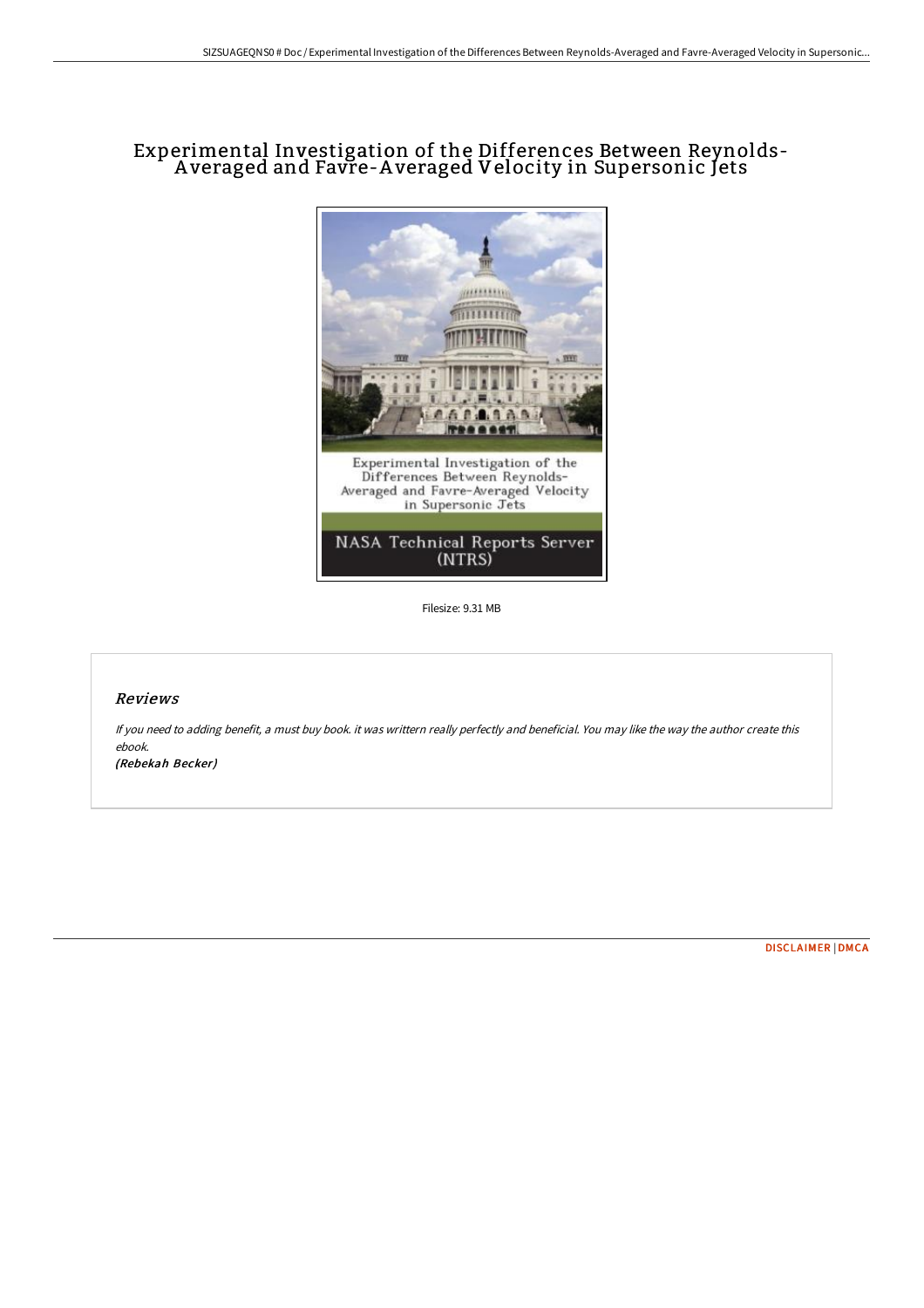# Experimental Investigation of the Differences Between Reynolds-Averaged and Favre-Averaged Velocity in Supersonic Jets

Filesize: 9.31 MB

## *Reviews*

*If you need to adding benefit, a must buy book. it was writtern really perfectly and beneficial. You may like the way the author create this ebook.*

***(Rebekah Becker)***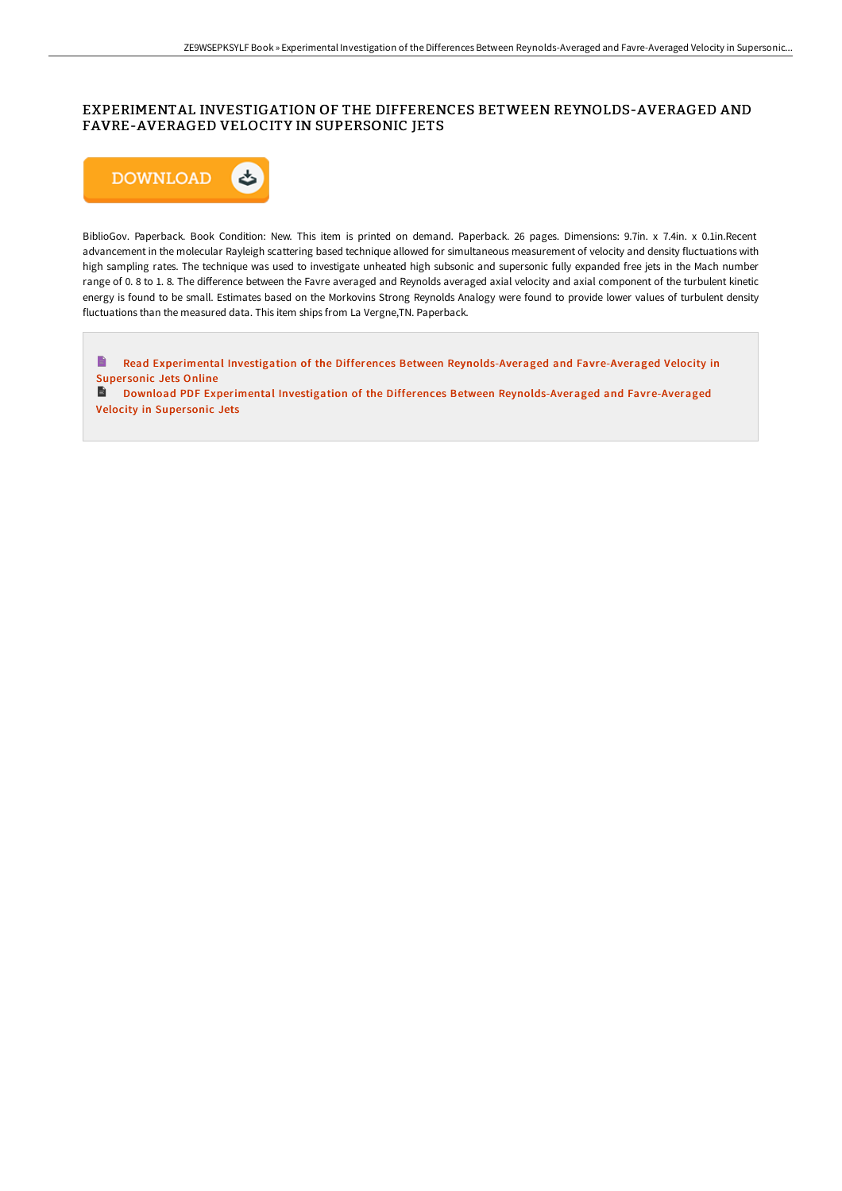# EXPERIMENTAL INVESTIGATION OF THE DIFFERENCES BETWEEN REYNOLDS-AVERAGED AND FAVRE-AVERAGED VELOCITY IN SUPERSONIC JETS

DOWNLOAD

BiblioGov. Paperback. Book Condition: New. This item is printed on demand. Paperback. 26 pages. Dimensions: 9.7in. x 7.4in. x 0.1in.Recent advancement in the molecular Rayleigh scattering based technique allowed for simultaneous measurement of velocity and density fluctuations with high sampling rates. The technique was used to investigate unheated high subsonic and supersonic fully expanded free jets in the Mach number range of 0. 8 to 1. 8. The difference between the Favre averaged and Reynolds averaged axial velocity and axial component of the turbulent kinetic energy is found to be small. Estimates based on the Morkovins Strong Reynolds Analogy were found to provide lower values of turbulent density fluctuations than the measured data. This item ships from La Vergne,TN. Paperback.

Read Experimental Investigation of the Differences Between Reynolds-Averaged and Favre-Averaged Velocity in Supersonic Jets Online

Download PDF Experimental Investigation of the Differences Between Reynolds-Averaged and Favre-Averaged Velocity in Supersonic Jets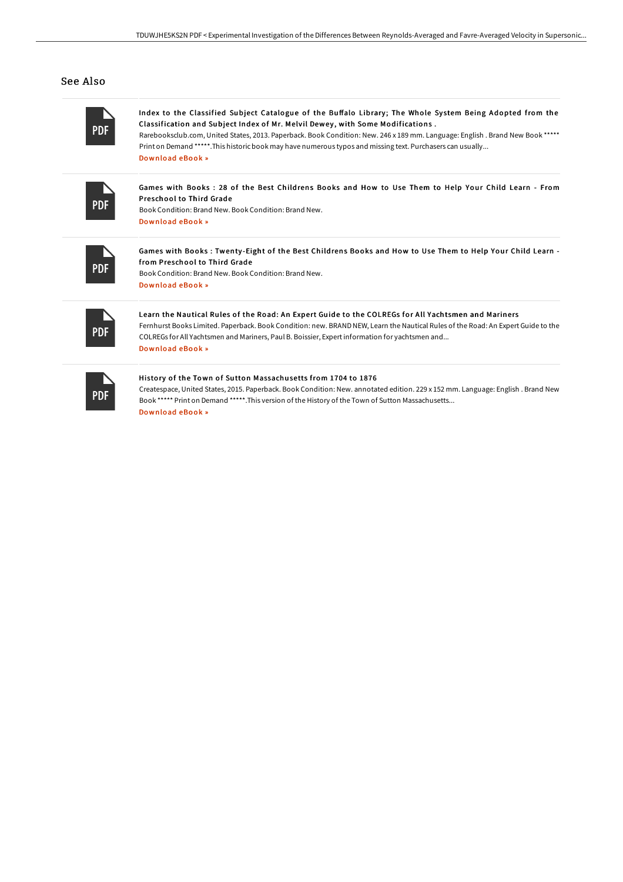## See Also

**Index to the Classified Subject Catalogue of the Buffalo Library; The Whole System Being Adopted from the Classification and Subject Index of Mr. Melvil Dewey, with Some Modifications .**

Rarebooksclub.com, United States, 2013. Paperback. Book Condition: New. 246 x 189 mm. Language: English . Brand New Book ***** Print on Demand *****.This historic book may have numerous typos and missing text. Purchasers can usually...

Download eBook »

**Games with Books : 28 of the Best Childrens Books and How to Use Them to Help Your Child Learn - From Preschool to Third Grade**

Book Condition: Brand New. Book Condition: Brand New.

Download eBook »

**Games with Books : Twenty-Eight of the Best Childrens Books and How to Use Them to Help Your Child Learn - from Preschool to Third Grade**

Book Condition: Brand New. Book Condition: Brand New.

Download eBook »

**Learn the Nautical Rules of the Road: An Expert Guide to the COLREGs for All Yachtsmen and Mariners**

Fernhurst Books Limited. Paperback. Book Condition: new. BRAND NEW, Learn the Nautical Rules of the Road: An Expert Guide to the COLREGs for All Yachtsmen and Mariners, Paul B. Boissier, Expert information for yachtsmen and...

Download eBook »

**History of the Town of Sutton Massachusetts from 1704 to 1876**

Createspace, United States, 2015. Paperback. Book Condition: New. annotated edition. 229 x 152 mm. Language: English . Brand New Book ***** Print on Demand *****.This version of the History of the Town of Sutton Massachusetts...

Download eBook »